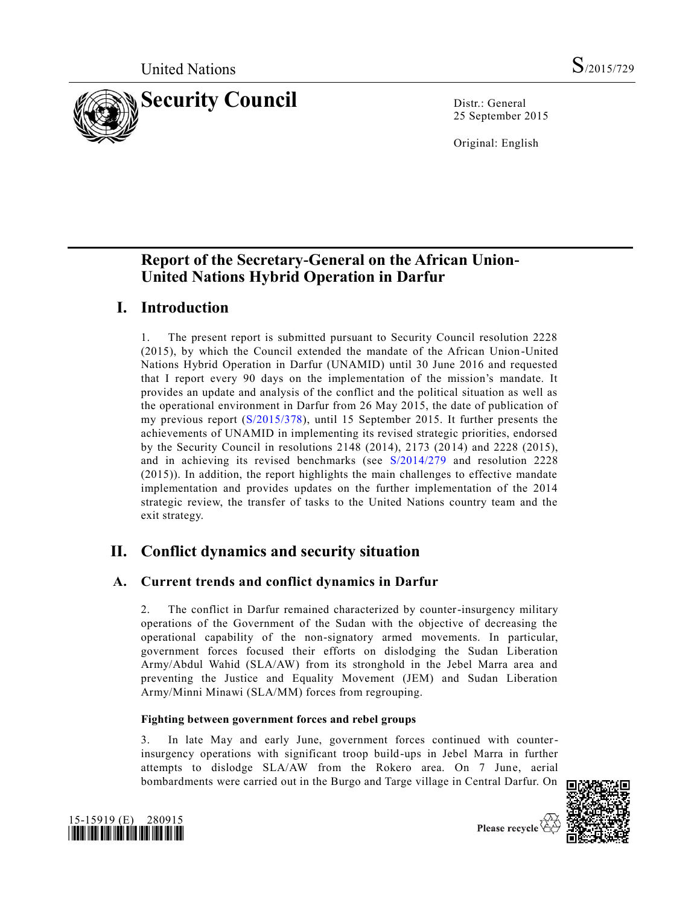United Nations S/2015/729

# Security Council

Distr.: General
25 September 2015

Original: English

# Report of the Secretary-General on the African Union-United Nations Hybrid Operation in Darfur

## I. Introduction

1. The present report is submitted pursuant to Security Council resolution 2228 (2015), by which the Council extended the mandate of the African Union-United Nations Hybrid Operation in Darfur (UNAMID) until 30 June 2016 and requested that I report every 90 days on the implementation of the mission's mandate. It provides an update and analysis of the conflict and the political situation as well as the operational environment in Darfur from 26 May 2015, the date of publication of my previous report (S/2015/378), until 15 September 2015. It further presents the achievements of UNAMID in implementing its revised strategic priorities, endorsed by the Security Council in resolutions 2148 (2014), 2173 (2014) and 2228 (2015), and in achieving its revised benchmarks (see S/2014/279 and resolution 2228 (2015)). In addition, the report highlights the main challenges to effective mandate implementation and provides updates on the further implementation of the 2014 strategic review, the transfer of tasks to the United Nations country team and the exit strategy.

## II. Conflict dynamics and security situation

### A. Current trends and conflict dynamics in Darfur

2. The conflict in Darfur remained characterized by counter-insurgency military operations of the Government of the Sudan with the objective of decreasing the operational capability of the non-signatory armed movements. In particular, government forces focused their efforts on dislodging the Sudan Liberation Army/Abdul Wahid (SLA/AW) from its stronghold in the Jebel Marra area and preventing the Justice and Equality Movement (JEM) and Sudan Liberation Army/Minni Minawi (SLA/MM) forces from regrouping.

**Fighting between government forces and rebel groups**

3. In late May and early June, government forces continued with counter-insurgency operations with significant troop build-ups in Jebel Marra in further attempts to dislodge SLA/AW from the Rokero area. On 7 June, aerial bombardments were carried out in the Burgo and Targe village in Central Darfur. On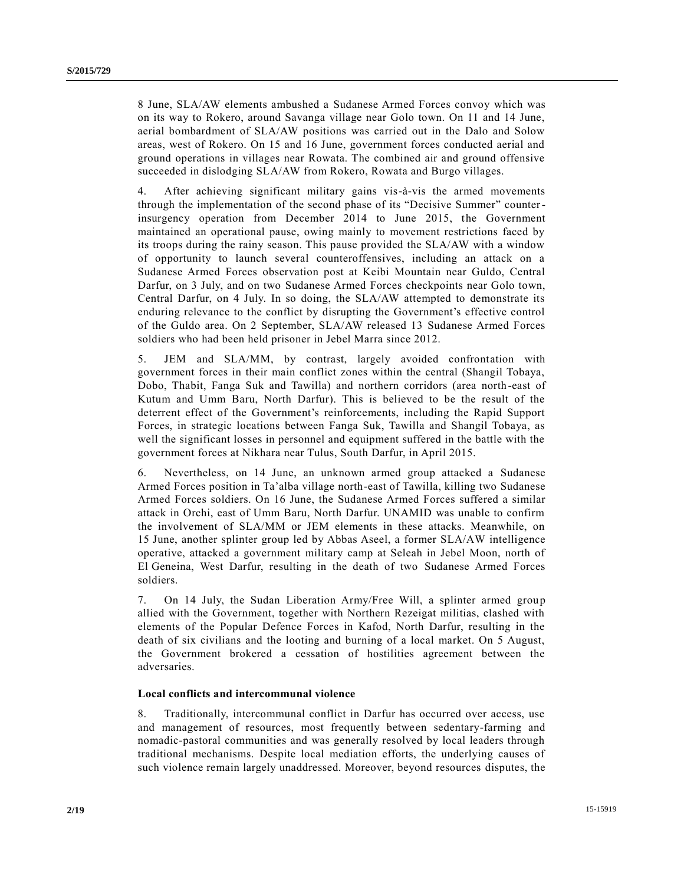8 June, SLA/AW elements ambushed a Sudanese Armed Forces convoy which was on its way to Rokero, around Savanga village near Golo town. On 11 and 14 June, aerial bombardment of SLA/AW positions was carried out in the Dalo and Solow areas, west of Rokero. On 15 and 16 June, government forces conducted aerial and ground operations in villages near Rowata. The combined air and ground offensive succeeded in dislodging SLA/AW from Rokero, Rowata and Burgo villages.

4. After achieving significant military gains vis-à-vis the armed movements through the implementation of the second phase of its "Decisive Summer" counter-insurgency operation from December 2014 to June 2015, the Government maintained an operational pause, owing mainly to movement restrictions faced by its troops during the rainy season. This pause provided the SLA/AW with a window of opportunity to launch several counteroffensives, including an attack on a Sudanese Armed Forces observation post at Keibi Mountain near Guldo, Central Darfur, on 3 July, and on two Sudanese Armed Forces checkpoints near Golo town, Central Darfur, on 4 July. In so doing, the SLA/AW attempted to demonstrate its enduring relevance to the conflict by disrupting the Government's effective control of the Guldo area. On 2 September, SLA/AW released 13 Sudanese Armed Forces soldiers who had been held prisoner in Jebel Marra since 2012.

5. JEM and SLA/MM, by contrast, largely avoided confrontation with government forces in their main conflict zones within the central (Shangil Tobaya, Dobo, Thabit, Fanga Suk and Tawilla) and northern corridors (area north-east of Kutum and Umm Baru, North Darfur). This is believed to be the result of the deterrent effect of the Government's reinforcements, including the Rapid Support Forces, in strategic locations between Fanga Suk, Tawilla and Shangil Tobaya, as well the significant losses in personnel and equipment suffered in the battle with the government forces at Nikhara near Tulus, South Darfur, in April 2015.

6. Nevertheless, on 14 June, an unknown armed group attacked a Sudanese Armed Forces position in Ta'alba village north-east of Tawilla, killing two Sudanese Armed Forces soldiers. On 16 June, the Sudanese Armed Forces suffered a similar attack in Orchi, east of Umm Baru, North Darfur. UNAMID was unable to confirm the involvement of SLA/MM or JEM elements in these attacks. Meanwhile, on 15 June, another splinter group led by Abbas Aseel, a former SLA/AW intelligence operative, attacked a government military camp at Seleah in Jebel Moon, north of El Geneina, West Darfur, resulting in the death of two Sudanese Armed Forces soldiers.

7. On 14 July, the Sudan Liberation Army/Free Will, a splinter armed group allied with the Government, together with Northern Rezeigat militias, clashed with elements of the Popular Defence Forces in Kafod, North Darfur, resulting in the death of six civilians and the looting and burning of a local market. On 5 August, the Government brokered a cessation of hostilities agreement between the adversaries.

### Local conflicts and intercommunal violence

8. Traditionally, intercommunal conflict in Darfur has occurred over access, use and management of resources, most frequently between sedentary-farming and nomadic-pastoral communities and was generally resolved by local leaders through traditional mechanisms. Despite local mediation efforts, the underlying causes of such violence remain largely unaddressed. Moreover, beyond resources disputes, the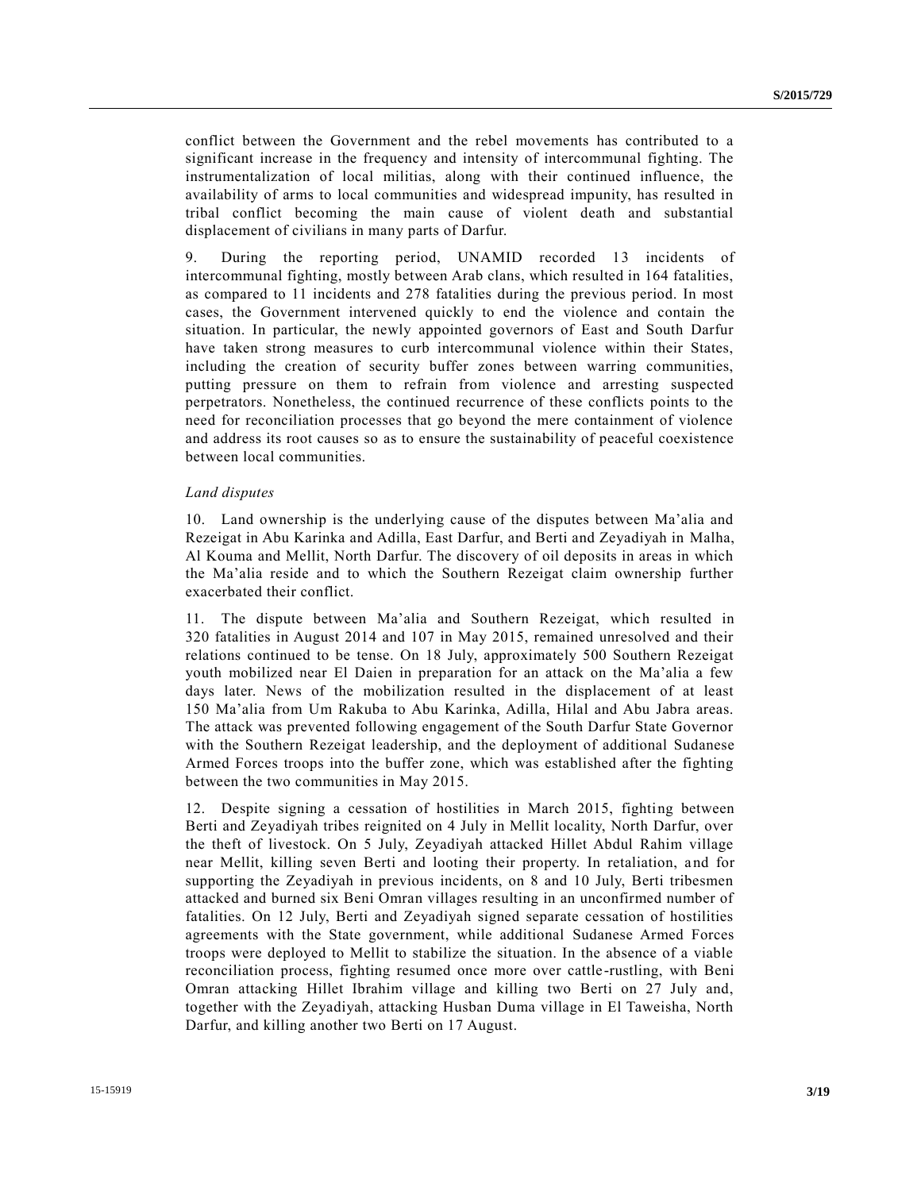conflict between the Government and the rebel movements has contributed to a significant increase in the frequency and intensity of intercommunal fighting. The instrumentalization of local militias, along with their continued influence, the availability of arms to local communities and widespread impunity, has resulted in tribal conflict becoming the main cause of violent death and substantial displacement of civilians in many parts of Darfur.

9. During the reporting period, UNAMID recorded 13 incidents of intercommunal fighting, mostly between Arab clans, which resulted in 164 fatalities, as compared to 11 incidents and 278 fatalities during the previous period. In most cases, the Government intervened quickly to end the violence and contain the situation. In particular, the newly appointed governors of East and South Darfur have taken strong measures to curb intercommunal violence within their States, including the creation of security buffer zones between warring communities, putting pressure on them to refrain from violence and arresting suspected perpetrators. Nonetheless, the continued recurrence of these conflicts points to the need for reconciliation processes that go beyond the mere containment of violence and address its root causes so as to ensure the sustainability of peaceful coexistence between local communities.

*Land disputes*

10. Land ownership is the underlying cause of the disputes between Ma'alia and Rezeigat in Abu Karinka and Adilla, East Darfur, and Berti and Zeyadiyah in Malha, Al Kouma and Mellit, North Darfur. The discovery of oil deposits in areas in which the Ma'alia reside and to which the Southern Rezeigat claim ownership further exacerbated their conflict.

11. The dispute between Ma'alia and Southern Rezeigat, which resulted in 320 fatalities in August 2014 and 107 in May 2015, remained unresolved and their relations continued to be tense. On 18 July, approximately 500 Southern Rezeigat youth mobilized near El Daien in preparation for an attack on the Ma'alia a few days later. News of the mobilization resulted in the displacement of at least 150 Ma'alia from Um Rakuba to Abu Karinka, Adilla, Hilal and Abu Jabra areas. The attack was prevented following engagement of the South Darfur State Governor with the Southern Rezeigat leadership, and the deployment of additional Sudanese Armed Forces troops into the buffer zone, which was established after the fighting between the two communities in May 2015.

12. Despite signing a cessation of hostilities in March 2015, fighting between Berti and Zeyadiyah tribes reignited on 4 July in Mellit locality, North Darfur, over the theft of livestock. On 5 July, Zeyadiyah attacked Hillet Abdul Rahim village near Mellit, killing seven Berti and looting their property. In retaliation, and for supporting the Zeyadiyah in previous incidents, on 8 and 10 July, Berti tribesmen attacked and burned six Beni Omran villages resulting in an unconfirmed number of fatalities. On 12 July, Berti and Zeyadiyah signed separate cessation of hostilities agreements with the State government, while additional Sudanese Armed Forces troops were deployed to Mellit to stabilize the situation. In the absence of a viable reconciliation process, fighting resumed once more over cattle-rustling, with Beni Omran attacking Hillet Ibrahim village and killing two Berti on 27 July and, together with the Zeyadiyah, attacking Husban Duma village in El Taweisha, North Darfur, and killing another two Berti on 17 August.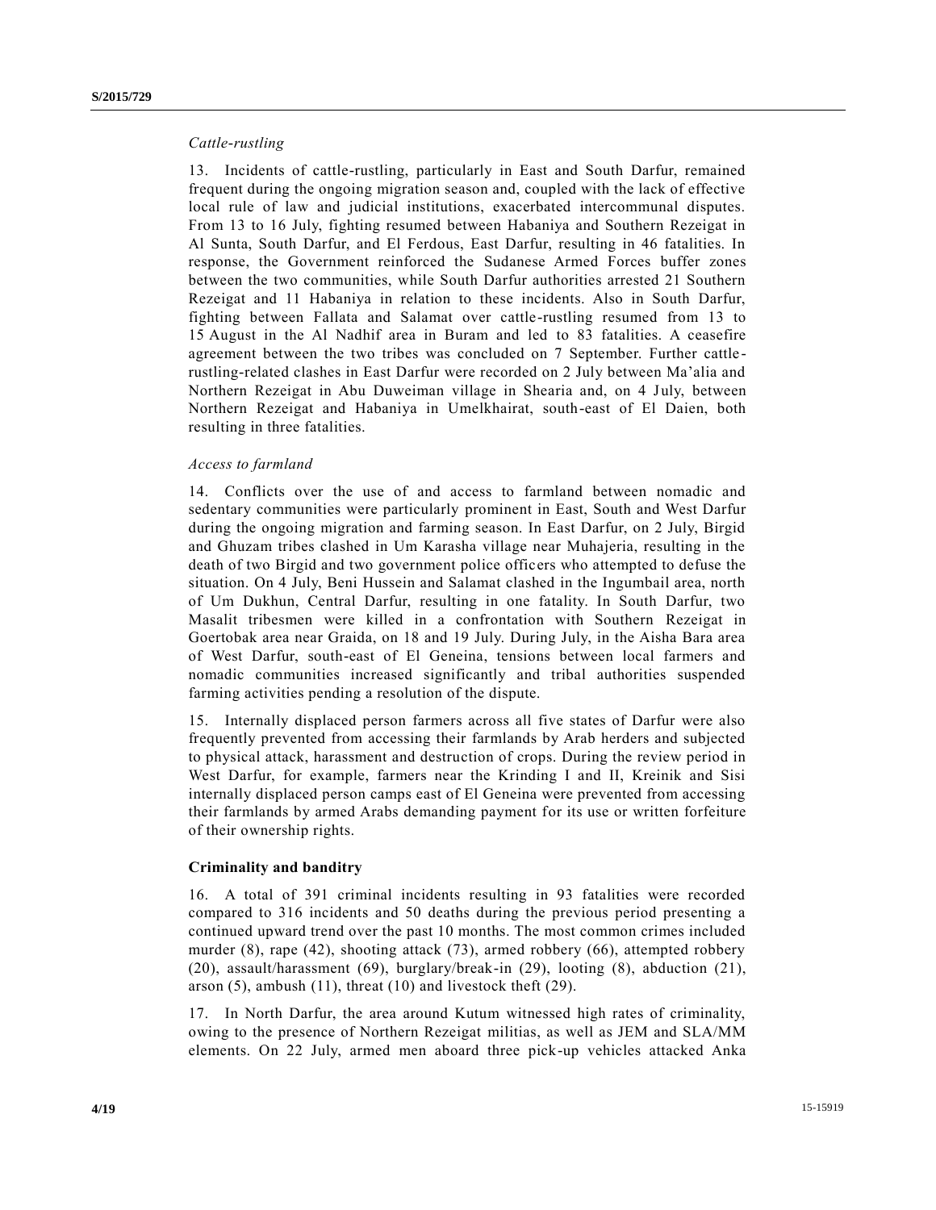*Cattle-rustling*

13. Incidents of cattle-rustling, particularly in East and South Darfur, remained frequent during the ongoing migration season and, coupled with the lack of effective local rule of law and judicial institutions, exacerbated intercommunal disputes. From 13 to 16 July, fighting resumed between Habaniya and Southern Rezeigat in Al Sunta, South Darfur, and El Ferdous, East Darfur, resulting in 46 fatalities. In response, the Government reinforced the Sudanese Armed Forces buffer zones between the two communities, while South Darfur authorities arrested 21 Southern Rezeigat and 11 Habaniya in relation to these incidents. Also in South Darfur, fighting between Fallata and Salamat over cattle-rustling resumed from 13 to 15 August in the Al Nadhif area in Buram and led to 83 fatalities. A ceasefire agreement between the two tribes was concluded on 7 September. Further cattle-rustling-related clashes in East Darfur were recorded on 2 July between Ma'alia and Northern Rezeigat in Abu Duweiman village in Shearia and, on 4 July, between Northern Rezeigat and Habaniya in Umelkhairat, south-east of El Daien, both resulting in three fatalities.

*Access to farmland*

14. Conflicts over the use of and access to farmland between nomadic and sedentary communities were particularly prominent in East, South and West Darfur during the ongoing migration and farming season. In East Darfur, on 2 July, Birgid and Ghuzam tribes clashed in Um Karasha village near Muhajeria, resulting in the death of two Birgid and two government police officers who attempted to defuse the situation. On 4 July, Beni Hussein and Salamat clashed in the Ingumbail area, north of Um Dukhun, Central Darfur, resulting in one fatality. In South Darfur, two Masalit tribesmen were killed in a confrontation with Southern Rezeigat in Goertobak area near Graida, on 18 and 19 July. During July, in the Aisha Bara area of West Darfur, south-east of El Geneina, tensions between local farmers and nomadic communities increased significantly and tribal authorities suspended farming activities pending a resolution of the dispute.

15. Internally displaced person farmers across all five states of Darfur were also frequently prevented from accessing their farmlands by Arab herders and subjected to physical attack, harassment and destruction of crops. During the review period in West Darfur, for example, farmers near the Krinding I and II, Kreinik and Sisi internally displaced person camps east of El Geneina were prevented from accessing their farmlands by armed Arabs demanding payment for its use or written forfeiture of their ownership rights.

**Criminality and banditry**

16. A total of 391 criminal incidents resulting in 93 fatalities were recorded compared to 316 incidents and 50 deaths during the previous period presenting a continued upward trend over the past 10 months. The most common crimes included murder (8), rape (42), shooting attack (73), armed robbery (66), attempted robbery (20), assault/harassment (69), burglary/break-in (29), looting (8), abduction (21), arson (5), ambush (11), threat (10) and livestock theft (29).

17. In North Darfur, the area around Kutum witnessed high rates of criminality, owing to the presence of Northern Rezeigat militias, as well as JEM and SLA/MM elements. On 22 July, armed men aboard three pick-up vehicles attacked Anka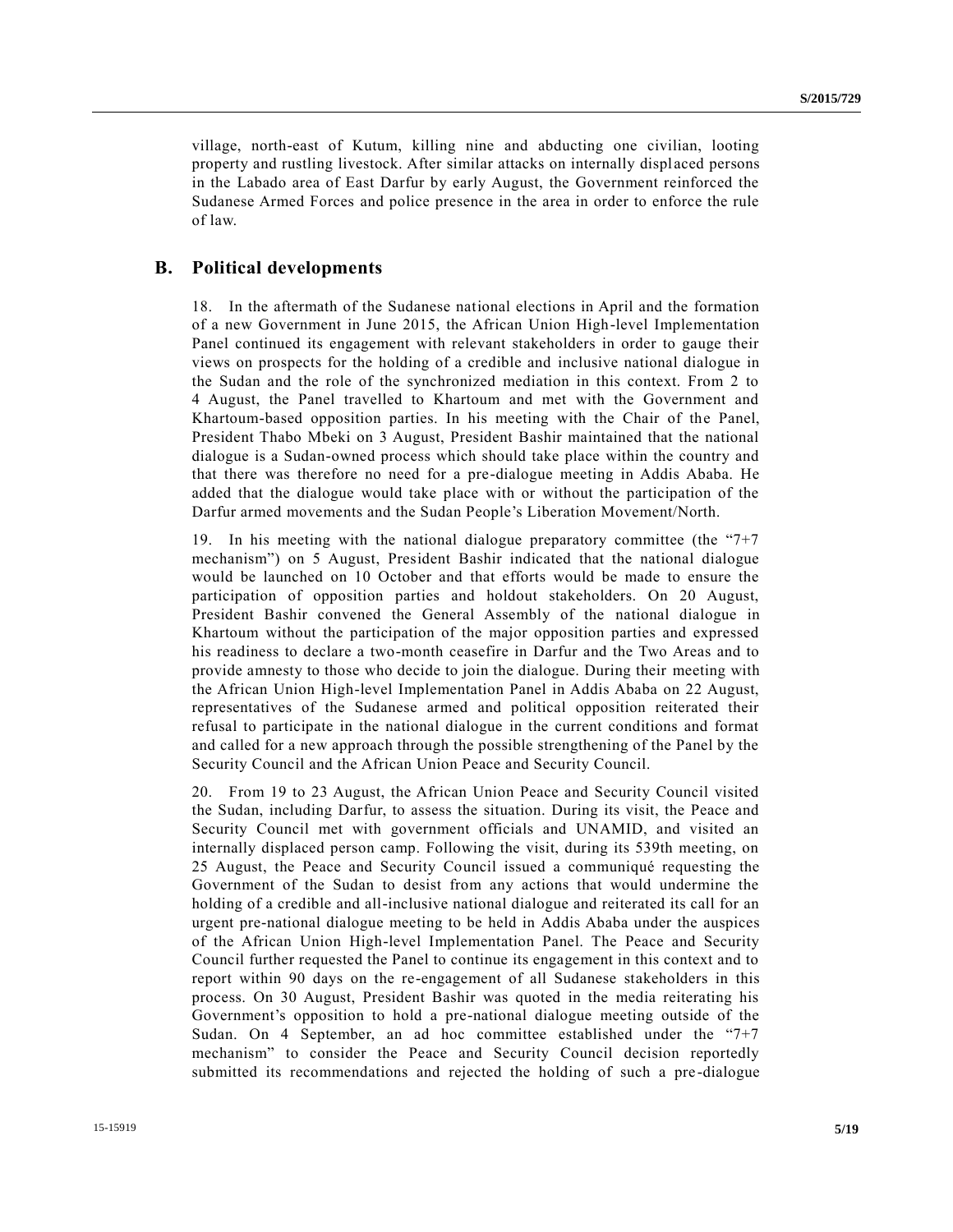village, north-east of Kutum, killing nine and abducting one civilian, looting property and rustling livestock. After similar attacks on internally displaced persons in the Labado area of East Darfur by early August, the Government reinforced the Sudanese Armed Forces and police presence in the area in order to enforce the rule of law.

## B. Political developments

18. In the aftermath of the Sudanese national elections in April and the formation of a new Government in June 2015, the African Union High-level Implementation Panel continued its engagement with relevant stakeholders in order to gauge their views on prospects for the holding of a credible and inclusive national dialogue in the Sudan and the role of the synchronized mediation in this context. From 2 to 4 August, the Panel travelled to Khartoum and met with the Government and Khartoum-based opposition parties. In his meeting with the Chair of the Panel, President Thabo Mbeki on 3 August, President Bashir maintained that the national dialogue is a Sudan-owned process which should take place within the country and that there was therefore no need for a pre-dialogue meeting in Addis Ababa. He added that the dialogue would take place with or without the participation of the Darfur armed movements and the Sudan People's Liberation Movement/North.

19. In his meeting with the national dialogue preparatory committee (the "7+7 mechanism") on 5 August, President Bashir indicated that the national dialogue would be launched on 10 October and that efforts would be made to ensure the participation of opposition parties and holdout stakeholders. On 20 August, President Bashir convened the General Assembly of the national dialogue in Khartoum without the participation of the major opposition parties and expressed his readiness to declare a two-month ceasefire in Darfur and the Two Areas and to provide amnesty to those who decide to join the dialogue. During their meeting with the African Union High-level Implementation Panel in Addis Ababa on 22 August, representatives of the Sudanese armed and political opposition reiterated their refusal to participate in the national dialogue in the current conditions and format and called for a new approach through the possible strengthening of the Panel by the Security Council and the African Union Peace and Security Council.

20. From 19 to 23 August, the African Union Peace and Security Council visited the Sudan, including Darfur, to assess the situation. During its visit, the Peace and Security Council met with government officials and UNAMID, and visited an internally displaced person camp. Following the visit, during its 539th meeting, on 25 August, the Peace and Security Council issued a communiqué requesting the Government of the Sudan to desist from any actions that would undermine the holding of a credible and all-inclusive national dialogue and reiterated its call for an urgent pre-national dialogue meeting to be held in Addis Ababa under the auspices of the African Union High-level Implementation Panel. The Peace and Security Council further requested the Panel to continue its engagement in this context and to report within 90 days on the re-engagement of all Sudanese stakeholders in this process. On 30 August, President Bashir was quoted in the media reiterating his Government's opposition to hold a pre-national dialogue meeting outside of the Sudan. On 4 September, an ad hoc committee established under the "7+7 mechanism" to consider the Peace and Security Council decision reportedly submitted its recommendations and rejected the holding of such a pre-dialogue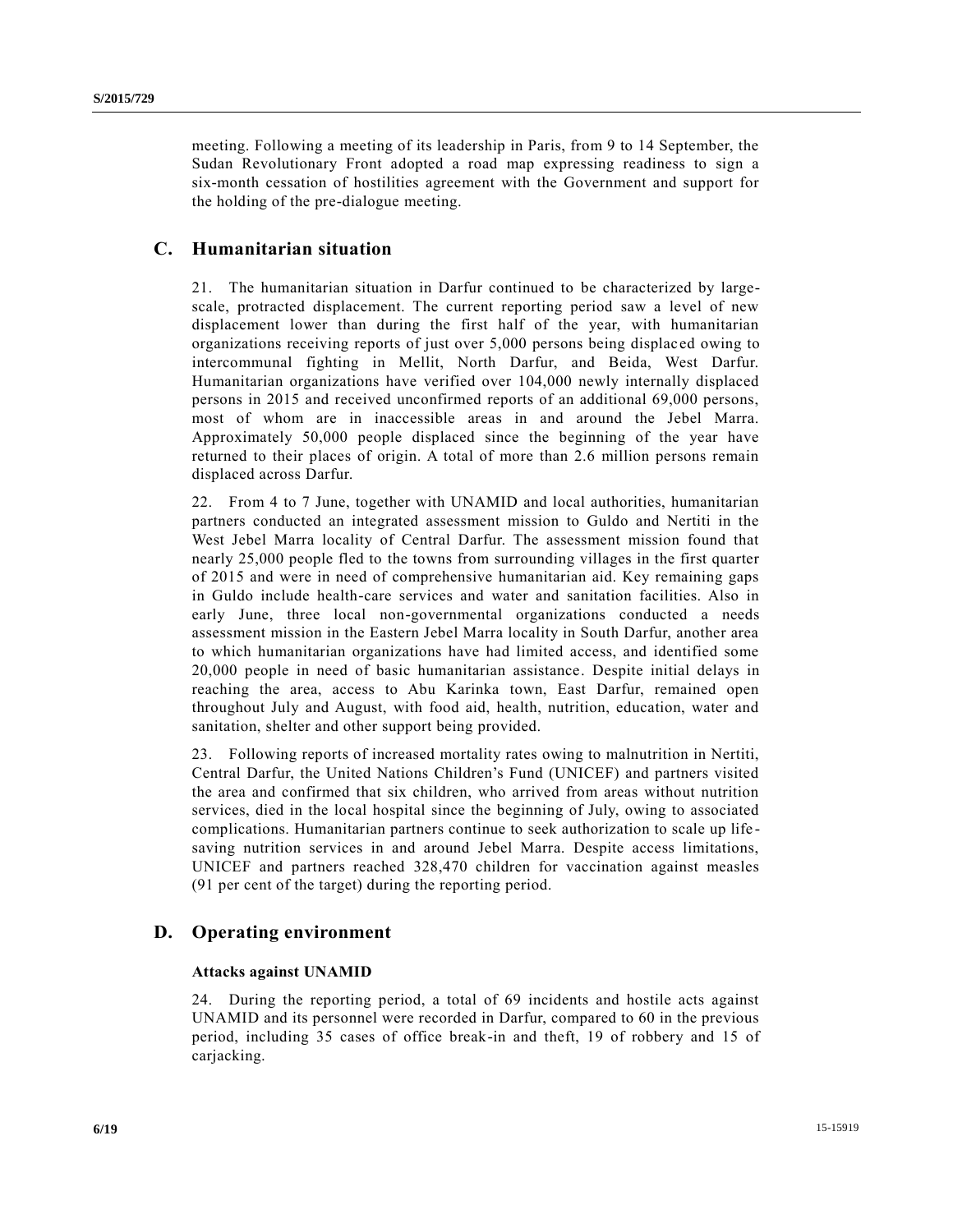meeting. Following a meeting of its leadership in Paris, from 9 to 14 September, the Sudan Revolutionary Front adopted a road map expressing readiness to sign a six-month cessation of hostilities agreement with the Government and support for the holding of the pre-dialogue meeting.

## C. Humanitarian situation

21. The humanitarian situation in Darfur continued to be characterized by large-scale, protracted displacement. The current reporting period saw a level of new displacement lower than during the first half of the year, with humanitarian organizations receiving reports of just over 5,000 persons being displaced owing to intercommunal fighting in Mellit, North Darfur, and Beida, West Darfur. Humanitarian organizations have verified over 104,000 newly internally displaced persons in 2015 and received unconfirmed reports of an additional 69,000 persons, most of whom are in inaccessible areas in and around the Jebel Marra. Approximately 50,000 people displaced since the beginning of the year have returned to their places of origin. A total of more than 2.6 million persons remain displaced across Darfur.

22. From 4 to 7 June, together with UNAMID and local authorities, humanitarian partners conducted an integrated assessment mission to Guldo and Nertiti in the West Jebel Marra locality of Central Darfur. The assessment mission found that nearly 25,000 people fled to the towns from surrounding villages in the first quarter of 2015 and were in need of comprehensive humanitarian aid. Key remaining gaps in Guldo include health-care services and water and sanitation facilities. Also in early June, three local non-governmental organizations conducted a needs assessment mission in the Eastern Jebel Marra locality in South Darfur, another area to which humanitarian organizations have had limited access, and identified some 20,000 people in need of basic humanitarian assistance. Despite initial delays in reaching the area, access to Abu Karinka town, East Darfur, remained open throughout July and August, with food aid, health, nutrition, education, water and sanitation, shelter and other support being provided.

23. Following reports of increased mortality rates owing to malnutrition in Nertiti, Central Darfur, the United Nations Children's Fund (UNICEF) and partners visited the area and confirmed that six children, who arrived from areas without nutrition services, died in the local hospital since the beginning of July, owing to associated complications. Humanitarian partners continue to seek authorization to scale up life-saving nutrition services in and around Jebel Marra. Despite access limitations, UNICEF and partners reached 328,470 children for vaccination against measles (91 per cent of the target) during the reporting period.

## D. Operating environment

### Attacks against UNAMID

24. During the reporting period, a total of 69 incidents and hostile acts against UNAMID and its personnel were recorded in Darfur, compared to 60 in the previous period, including 35 cases of office break-in and theft, 19 of robbery and 15 of carjacking.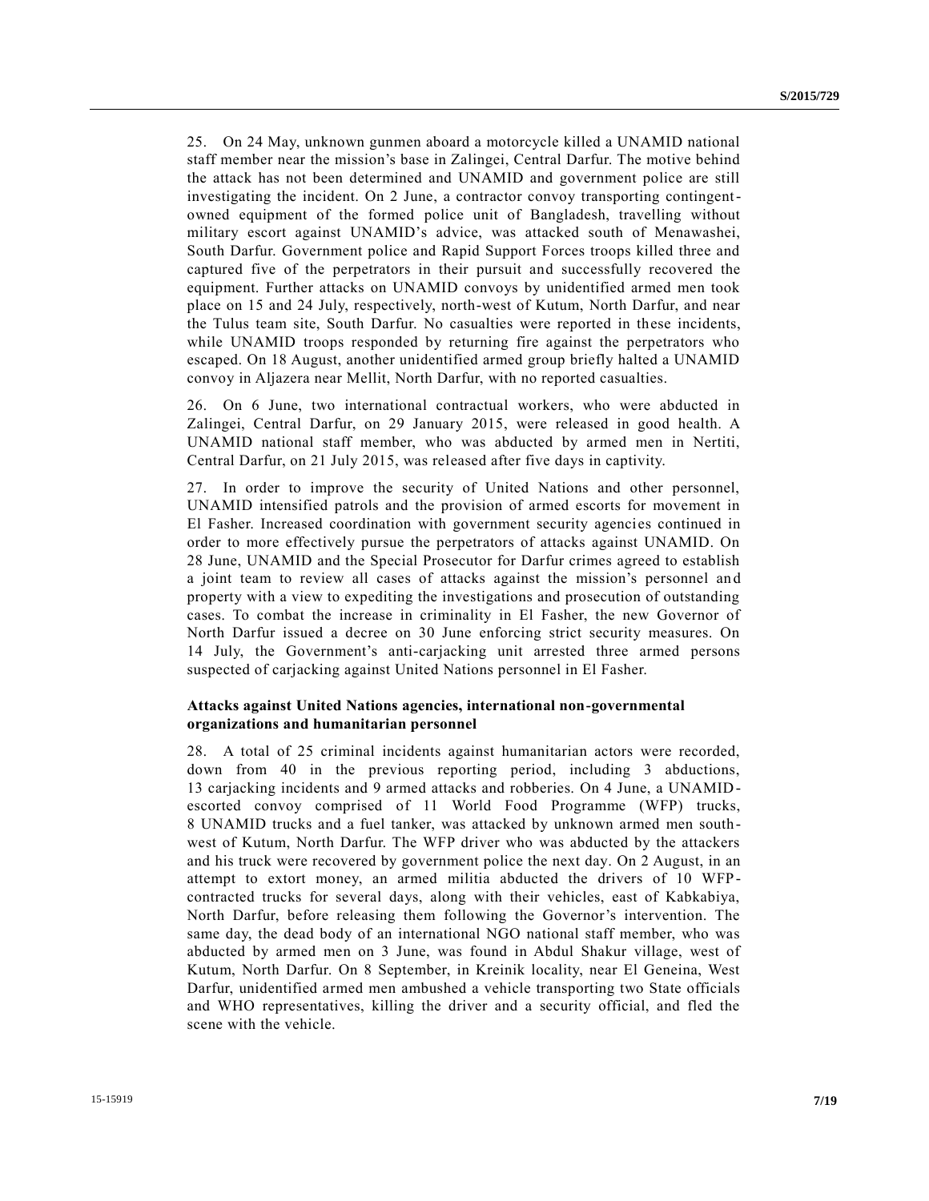25. On 24 May, unknown gunmen aboard a motorcycle killed a UNAMID national staff member near the mission's base in Zalingei, Central Darfur. The motive behind the attack has not been determined and UNAMID and government police are still investigating the incident. On 2 June, a contractor convoy transporting contingent-owned equipment of the formed police unit of Bangladesh, travelling without military escort against UNAMID's advice, was attacked south of Menawashei, South Darfur. Government police and Rapid Support Forces troops killed three and captured five of the perpetrators in their pursuit and successfully recovered the equipment. Further attacks on UNAMID convoys by unidentified armed men took place on 15 and 24 July, respectively, north-west of Kutum, North Darfur, and near the Tulus team site, South Darfur. No casualties were reported in these incidents, while UNAMID troops responded by returning fire against the perpetrators who escaped. On 18 August, another unidentified armed group briefly halted a UNAMID convoy in Aljazera near Mellit, North Darfur, with no reported casualties.

26. On 6 June, two international contractual workers, who were abducted in Zalingei, Central Darfur, on 29 January 2015, were released in good health. A UNAMID national staff member, who was abducted by armed men in Nertiti, Central Darfur, on 21 July 2015, was released after five days in captivity.

27. In order to improve the security of United Nations and other personnel, UNAMID intensified patrols and the provision of armed escorts for movement in El Fasher. Increased coordination with government security agencies continued in order to more effectively pursue the perpetrators of attacks against UNAMID. On 28 June, UNAMID and the Special Prosecutor for Darfur crimes agreed to establish a joint team to review all cases of attacks against the mission's personnel and property with a view to expediting the investigations and prosecution of outstanding cases. To combat the increase in criminality in El Fasher, the new Governor of North Darfur issued a decree on 30 June enforcing strict security measures. On 14 July, the Government's anti-carjacking unit arrested three armed persons suspected of carjacking against United Nations personnel in El Fasher.

### Attacks against United Nations agencies, international non-governmental organizations and humanitarian personnel

28. A total of 25 criminal incidents against humanitarian actors were recorded, down from 40 in the previous reporting period, including 3 abductions, 13 carjacking incidents and 9 armed attacks and robberies. On 4 June, a UNAMID-escorted convoy comprised of 11 World Food Programme (WFP) trucks, 8 UNAMID trucks and a fuel tanker, was attacked by unknown armed men south-west of Kutum, North Darfur. The WFP driver who was abducted by the attackers and his truck were recovered by government police the next day. On 2 August, in an attempt to extort money, an armed militia abducted the drivers of 10 WFP-contracted trucks for several days, along with their vehicles, east of Kabkabiya, North Darfur, before releasing them following the Governor's intervention. The same day, the dead body of an international NGO national staff member, who was abducted by armed men on 3 June, was found in Abdul Shakur village, west of Kutum, North Darfur. On 8 September, in Kreinik locality, near El Geneina, West Darfur, unidentified armed men ambushed a vehicle transporting two State officials and WHO representatives, killing the driver and a security official, and fled the scene with the vehicle.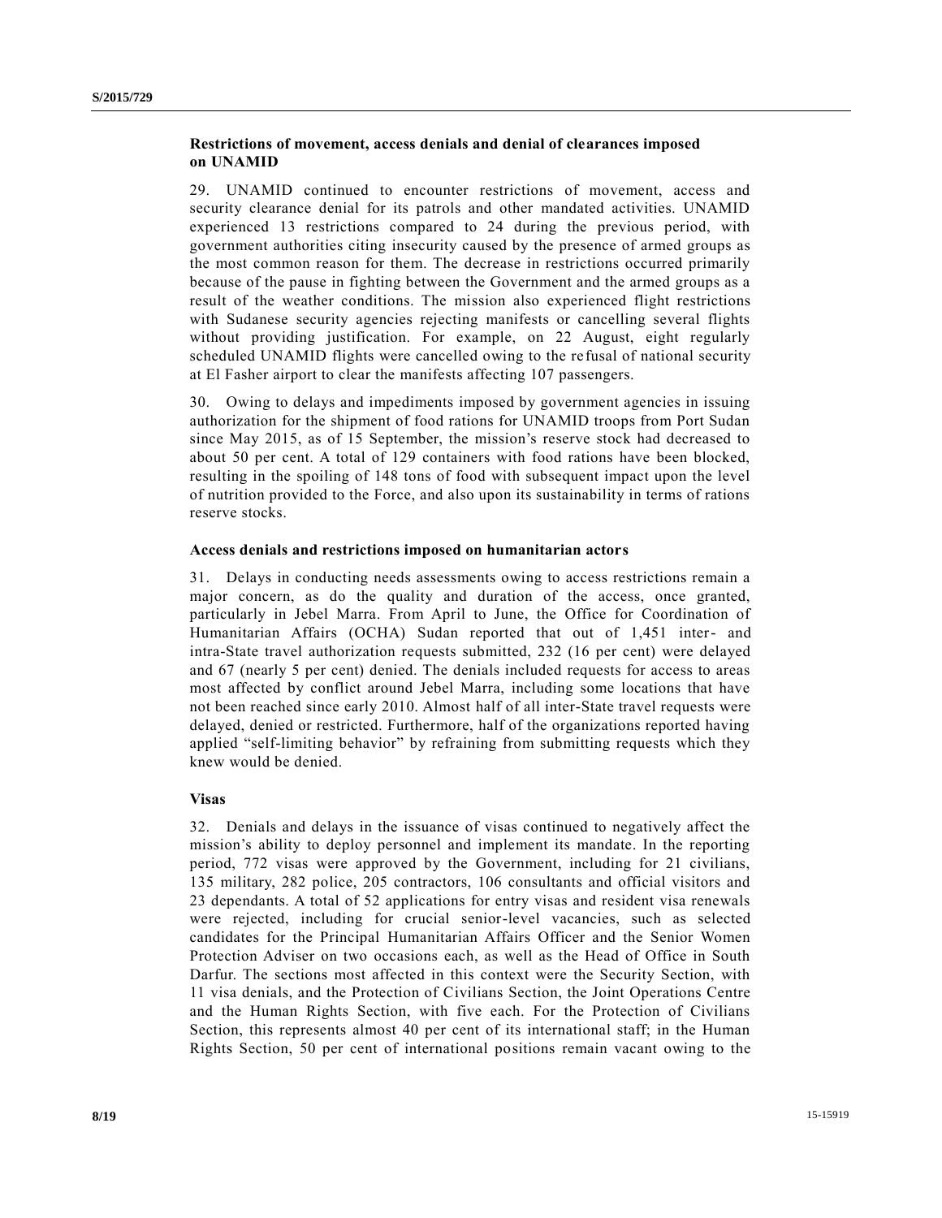### Restrictions of movement, access denials and denial of clearances imposed on UNAMID

29. UNAMID continued to encounter restrictions of movement, access and security clearance denial for its patrols and other mandated activities. UNAMID experienced 13 restrictions compared to 24 during the previous period, with government authorities citing insecurity caused by the presence of armed groups as the most common reason for them. The decrease in restrictions occurred primarily because of the pause in fighting between the Government and the armed groups as a result of the weather conditions. The mission also experienced flight restrictions with Sudanese security agencies rejecting manifests or cancelling several flights without providing justification. For example, on 22 August, eight regularly scheduled UNAMID flights were cancelled owing to the refusal of national security at El Fasher airport to clear the manifests affecting 107 passengers.

30. Owing to delays and impediments imposed by government agencies in issuing authorization for the shipment of food rations for UNAMID troops from Port Sudan since May 2015, as of 15 September, the mission's reserve stock had decreased to about 50 per cent. A total of 129 containers with food rations have been blocked, resulting in the spoiling of 148 tons of food with subsequent impact upon the level of nutrition provided to the Force, and also upon its sustainability in terms of rations reserve stocks.

### Access denials and restrictions imposed on humanitarian actors

31. Delays in conducting needs assessments owing to access restrictions remain a major concern, as do the quality and duration of the access, once granted, particularly in Jebel Marra. From April to June, the Office for Coordination of Humanitarian Affairs (OCHA) Sudan reported that out of 1,451 inter- and intra-State travel authorization requests submitted, 232 (16 per cent) were delayed and 67 (nearly 5 per cent) denied. The denials included requests for access to areas most affected by conflict around Jebel Marra, including some locations that have not been reached since early 2010. Almost half of all inter-State travel requests were delayed, denied or restricted. Furthermore, half of the organizations reported having applied "self-limiting behavior" by refraining from submitting requests which they knew would be denied.

### Visas

32. Denials and delays in the issuance of visas continued to negatively affect the mission's ability to deploy personnel and implement its mandate. In the reporting period, 772 visas were approved by the Government, including for 21 civilians, 135 military, 282 police, 205 contractors, 106 consultants and official visitors and 23 dependants. A total of 52 applications for entry visas and resident visa renewals were rejected, including for crucial senior-level vacancies, such as selected candidates for the Principal Humanitarian Affairs Officer and the Senior Women Protection Adviser on two occasions each, as well as the Head of Office in South Darfur. The sections most affected in this context were the Security Section, with 11 visa denials, and the Protection of Civilians Section, the Joint Operations Centre and the Human Rights Section, with five each. For the Protection of Civilians Section, this represents almost 40 per cent of its international staff; in the Human Rights Section, 50 per cent of international positions remain vacant owing to the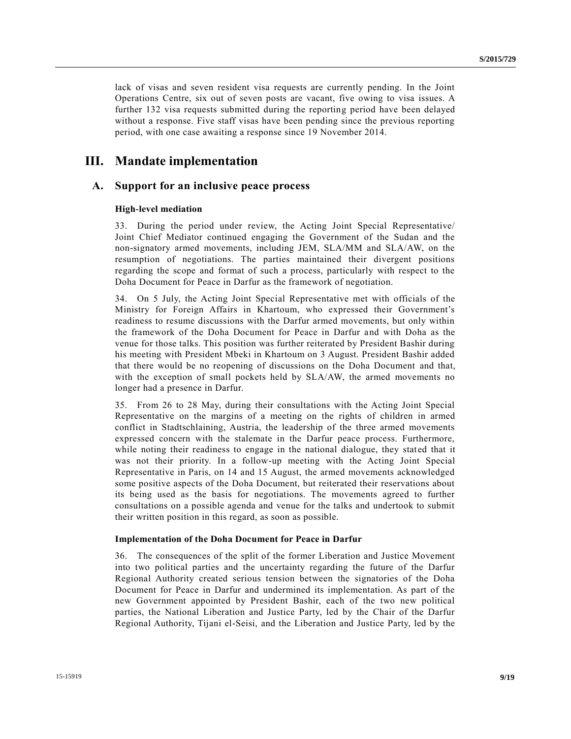lack of visas and seven resident visa requests are currently pending. In the Joint Operations Centre, six out of seven posts are vacant, five owing to visa issues. A further 132 visa requests submitted during the reporting period have been delayed without a response. Five staff visas have been pending since the previous reporting period, with one case awaiting a response since 19 November 2014.

# III. Mandate implementation

## A. Support for an inclusive peace process

### High-level mediation

33. During the period under review, the Acting Joint Special Representative/ Joint Chief Mediator continued engaging the Government of the Sudan and the non-signatory armed movements, including JEM, SLA/MM and SLA/AW, on the resumption of negotiations. The parties maintained their divergent positions regarding the scope and format of such a process, particularly with respect to the Doha Document for Peace in Darfur as the framework of negotiation.

34. On 5 July, the Acting Joint Special Representative met with officials of the Ministry for Foreign Affairs in Khartoum, who expressed their Government's readiness to resume discussions with the Darfur armed movements, but only within the framework of the Doha Document for Peace in Darfur and with Doha as the venue for those talks. This position was further reiterated by President Bashir during his meeting with President Mbeki in Khartoum on 3 August. President Bashir added that there would be no reopening of discussions on the Doha Document and that, with the exception of small pockets held by SLA/AW, the armed movements no longer had a presence in Darfur.

35. From 26 to 28 May, during their consultations with the Acting Joint Special Representative on the margins of a meeting on the rights of children in armed conflict in Stadtschlaining, Austria, the leadership of the three armed movements expressed concern with the stalemate in the Darfur peace process. Furthermore, while noting their readiness to engage in the national dialogue, they stated that it was not their priority. In a follow-up meeting with the Acting Joint Special Representative in Paris, on 14 and 15 August, the armed movements acknowledged some positive aspects of the Doha Document, but reiterated their reservations about its being used as the basis for negotiations. The movements agreed to further consultations on a possible agenda and venue for the talks and undertook to submit their written position in this regard, as soon as possible.

### Implementation of the Doha Document for Peace in Darfur

36. The consequences of the split of the former Liberation and Justice Movement into two political parties and the uncertainty regarding the future of the Darfur Regional Authority created serious tension between the signatories of the Doha Document for Peace in Darfur and undermined its implementation. As part of the new Government appointed by President Bashir, each of the two new political parties, the National Liberation and Justice Party, led by the Chair of the Darfur Regional Authority, Tijani el-Seisi, and the Liberation and Justice Party, led by the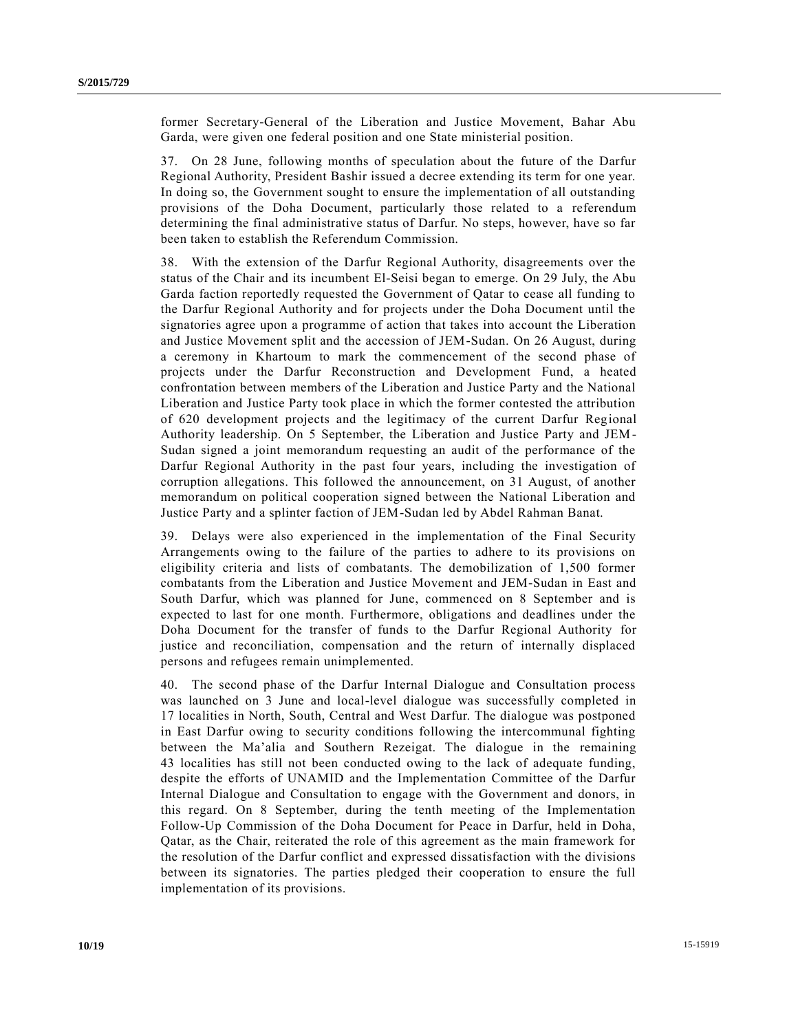former Secretary-General of the Liberation and Justice Movement, Bahar Abu Garda, were given one federal position and one State ministerial position.

37. On 28 June, following months of speculation about the future of the Darfur Regional Authority, President Bashir issued a decree extending its term for one year. In doing so, the Government sought to ensure the implementation of all outstanding provisions of the Doha Document, particularly those related to a referendum determining the final administrative status of Darfur. No steps, however, have so far been taken to establish the Referendum Commission.

38. With the extension of the Darfur Regional Authority, disagreements over the status of the Chair and its incumbent El-Seisi began to emerge. On 29 July, the Abu Garda faction reportedly requested the Government of Qatar to cease all funding to the Darfur Regional Authority and for projects under the Doha Document until the signatories agree upon a programme of action that takes into account the Liberation and Justice Movement split and the accession of JEM-Sudan. On 26 August, during a ceremony in Khartoum to mark the commencement of the second phase of projects under the Darfur Reconstruction and Development Fund, a heated confrontation between members of the Liberation and Justice Party and the National Liberation and Justice Party took place in which the former contested the attribution of 620 development projects and the legitimacy of the current Darfur Regional Authority leadership. On 5 September, the Liberation and Justice Party and JEM-Sudan signed a joint memorandum requesting an audit of the performance of the Darfur Regional Authority in the past four years, including the investigation of corruption allegations. This followed the announcement, on 31 August, of another memorandum on political cooperation signed between the National Liberation and Justice Party and a splinter faction of JEM-Sudan led by Abdel Rahman Banat.

39. Delays were also experienced in the implementation of the Final Security Arrangements owing to the failure of the parties to adhere to its provisions on eligibility criteria and lists of combatants. The demobilization of 1,500 former combatants from the Liberation and Justice Movement and JEM-Sudan in East and South Darfur, which was planned for June, commenced on 8 September and is expected to last for one month. Furthermore, obligations and deadlines under the Doha Document for the transfer of funds to the Darfur Regional Authority for justice and reconciliation, compensation and the return of internally displaced persons and refugees remain unimplemented.

40. The second phase of the Darfur Internal Dialogue and Consultation process was launched on 3 June and local-level dialogue was successfully completed in 17 localities in North, South, Central and West Darfur. The dialogue was postponed in East Darfur owing to security conditions following the intercommunal fighting between the Ma'alia and Southern Rezeigat. The dialogue in the remaining 43 localities has still not been conducted owing to the lack of adequate funding, despite the efforts of UNAMID and the Implementation Committee of the Darfur Internal Dialogue and Consultation to engage with the Government and donors, in this regard. On 8 September, during the tenth meeting of the Implementation Follow-Up Commission of the Doha Document for Peace in Darfur, held in Doha, Qatar, as the Chair, reiterated the role of this agreement as the main framework for the resolution of the Darfur conflict and expressed dissatisfaction with the divisions between its signatories. The parties pledged their cooperation to ensure the full implementation of its provisions.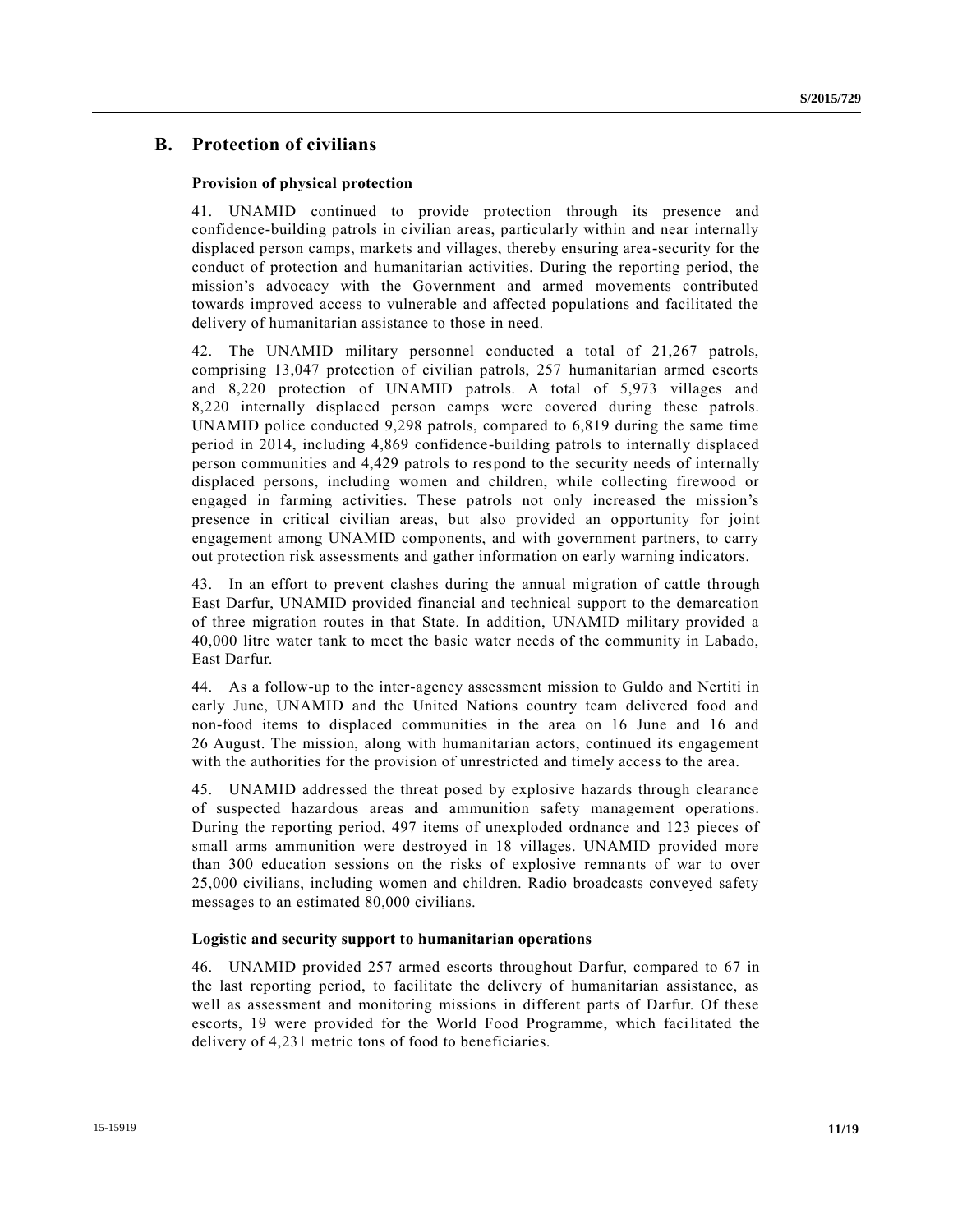## B. Protection of civilians

### Provision of physical protection

41. UNAMID continued to provide protection through its presence and confidence-building patrols in civilian areas, particularly within and near internally displaced person camps, markets and villages, thereby ensuring area-security for the conduct of protection and humanitarian activities. During the reporting period, the mission's advocacy with the Government and armed movements contributed towards improved access to vulnerable and affected populations and facilitated the delivery of humanitarian assistance to those in need.

42. The UNAMID military personnel conducted a total of 21,267 patrols, comprising 13,047 protection of civilian patrols, 257 humanitarian armed escorts and 8,220 protection of UNAMID patrols. A total of 5,973 villages and 8,220 internally displaced person camps were covered during these patrols. UNAMID police conducted 9,298 patrols, compared to 6,819 during the same time period in 2014, including 4,869 confidence-building patrols to internally displaced person communities and 4,429 patrols to respond to the security needs of internally displaced persons, including women and children, while collecting firewood or engaged in farming activities. These patrols not only increased the mission's presence in critical civilian areas, but also provided an opportunity for joint engagement among UNAMID components, and with government partners, to carry out protection risk assessments and gather information on early warning indicators.

43. In an effort to prevent clashes during the annual migration of cattle through East Darfur, UNAMID provided financial and technical support to the demarcation of three migration routes in that State. In addition, UNAMID military provided a 40,000 litre water tank to meet the basic water needs of the community in Labado, East Darfur.

44. As a follow-up to the inter-agency assessment mission to Guldo and Nertiti in early June, UNAMID and the United Nations country team delivered food and non-food items to displaced communities in the area on 16 June and 16 and 26 August. The mission, along with humanitarian actors, continued its engagement with the authorities for the provision of unrestricted and timely access to the area.

45. UNAMID addressed the threat posed by explosive hazards through clearance of suspected hazardous areas and ammunition safety management operations. During the reporting period, 497 items of unexploded ordnance and 123 pieces of small arms ammunition were destroyed in 18 villages. UNAMID provided more than 300 education sessions on the risks of explosive remnants of war to over 25,000 civilians, including women and children. Radio broadcasts conveyed safety messages to an estimated 80,000 civilians.

### Logistic and security support to humanitarian operations

46. UNAMID provided 257 armed escorts throughout Darfur, compared to 67 in the last reporting period, to facilitate the delivery of humanitarian assistance, as well as assessment and monitoring missions in different parts of Darfur. Of these escorts, 19 were provided for the World Food Programme, which facilitated the delivery of 4,231 metric tons of food to beneficiaries.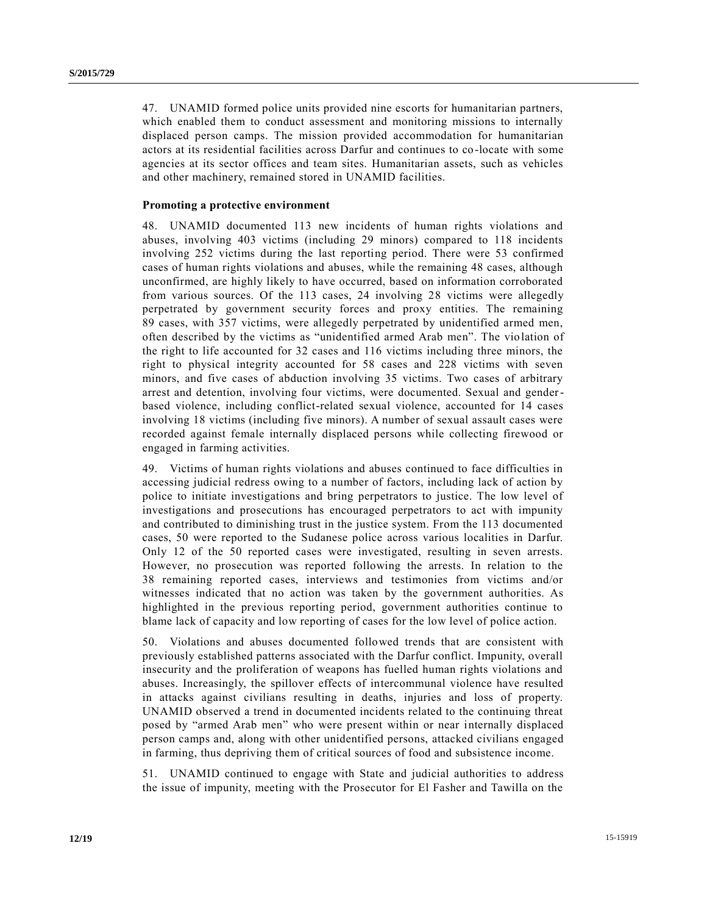47. UNAMID formed police units provided nine escorts for humanitarian partners, which enabled them to conduct assessment and monitoring missions to internally displaced person camps. The mission provided accommodation for humanitarian actors at its residential facilities across Darfur and continues to co-locate with some agencies at its sector offices and team sites. Humanitarian assets, such as vehicles and other machinery, remained stored in UNAMID facilities.

**Promoting a protective environment**

48. UNAMID documented 113 new incidents of human rights violations and abuses, involving 403 victims (including 29 minors) compared to 118 incidents involving 252 victims during the last reporting period. There were 53 confirmed cases of human rights violations and abuses, while the remaining 48 cases, although unconfirmed, are highly likely to have occurred, based on information corroborated from various sources. Of the 113 cases, 24 involving 28 victims were allegedly perpetrated by government security forces and proxy entities. The remaining 89 cases, with 357 victims, were allegedly perpetrated by unidentified armed men, often described by the victims as "unidentified armed Arab men". The violation of the right to life accounted for 32 cases and 116 victims including three minors, the right to physical integrity accounted for 58 cases and 228 victims with seven minors, and five cases of abduction involving 35 victims. Two cases of arbitrary arrest and detention, involving four victims, were documented. Sexual and gender-based violence, including conflict-related sexual violence, accounted for 14 cases involving 18 victims (including five minors). A number of sexual assault cases were recorded against female internally displaced persons while collecting firewood or engaged in farming activities.

49. Victims of human rights violations and abuses continued to face difficulties in accessing judicial redress owing to a number of factors, including lack of action by police to initiate investigations and bring perpetrators to justice. The low level of investigations and prosecutions has encouraged perpetrators to act with impunity and contributed to diminishing trust in the justice system. From the 113 documented cases, 50 were reported to the Sudanese police across various localities in Darfur. Only 12 of the 50 reported cases were investigated, resulting in seven arrests. However, no prosecution was reported following the arrests. In relation to the 38 remaining reported cases, interviews and testimonies from victims and/or witnesses indicated that no action was taken by the government authorities. As highlighted in the previous reporting period, government authorities continue to blame lack of capacity and low reporting of cases for the low level of police action.

50. Violations and abuses documented followed trends that are consistent with previously established patterns associated with the Darfur conflict. Impunity, overall insecurity and the proliferation of weapons has fuelled human rights violations and abuses. Increasingly, the spillover effects of intercommunal violence have resulted in attacks against civilians resulting in deaths, injuries and loss of property. UNAMID observed a trend in documented incidents related to the continuing threat posed by "armed Arab men" who were present within or near internally displaced person camps and, along with other unidentified persons, attacked civilians engaged in farming, thus depriving them of critical sources of food and subsistence income.

51. UNAMID continued to engage with State and judicial authorities to address the issue of impunity, meeting with the Prosecutor for El Fasher and Tawilla on the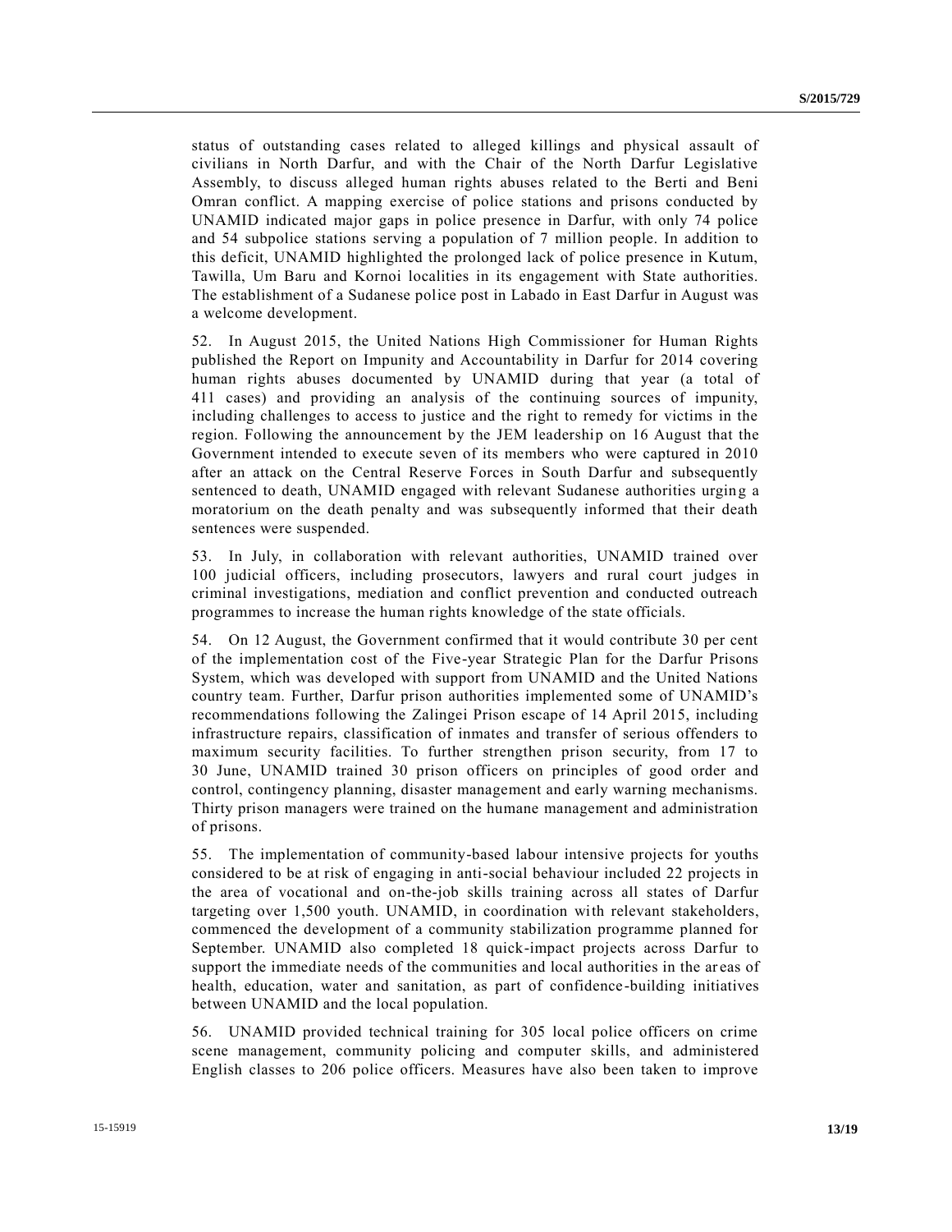status of outstanding cases related to alleged killings and physical assault of civilians in North Darfur, and with the Chair of the North Darfur Legislative Assembly, to discuss alleged human rights abuses related to the Berti and Beni Omran conflict. A mapping exercise of police stations and prisons conducted by UNAMID indicated major gaps in police presence in Darfur, with only 74 police and 54 subpolice stations serving a population of 7 million people. In addition to this deficit, UNAMID highlighted the prolonged lack of police presence in Kutum, Tawilla, Um Baru and Kornoi localities in its engagement with State authorities. The establishment of a Sudanese police post in Labado in East Darfur in August was a welcome development.

52. In August 2015, the United Nations High Commissioner for Human Rights published the Report on Impunity and Accountability in Darfur for 2014 covering human rights abuses documented by UNAMID during that year (a total of 411 cases) and providing an analysis of the continuing sources of impunity, including challenges to access to justice and the right to remedy for victims in the region. Following the announcement by the JEM leadership on 16 August that the Government intended to execute seven of its members who were captured in 2010 after an attack on the Central Reserve Forces in South Darfur and subsequently sentenced to death, UNAMID engaged with relevant Sudanese authorities urging a moratorium on the death penalty and was subsequently informed that their death sentences were suspended.

53. In July, in collaboration with relevant authorities, UNAMID trained over 100 judicial officers, including prosecutors, lawyers and rural court judges in criminal investigations, mediation and conflict prevention and conducted outreach programmes to increase the human rights knowledge of the state officials.

54. On 12 August, the Government confirmed that it would contribute 30 per cent of the implementation cost of the Five-year Strategic Plan for the Darfur Prisons System, which was developed with support from UNAMID and the United Nations country team. Further, Darfur prison authorities implemented some of UNAMID's recommendations following the Zalingei Prison escape of 14 April 2015, including infrastructure repairs, classification of inmates and transfer of serious offenders to maximum security facilities. To further strengthen prison security, from 17 to 30 June, UNAMID trained 30 prison officers on principles of good order and control, contingency planning, disaster management and early warning mechanisms. Thirty prison managers were trained on the humane management and administration of prisons.

55. The implementation of community-based labour intensive projects for youths considered to be at risk of engaging in anti-social behaviour included 22 projects in the area of vocational and on-the-job skills training across all states of Darfur targeting over 1,500 youth. UNAMID, in coordination with relevant stakeholders, commenced the development of a community stabilization programme planned for September. UNAMID also completed 18 quick-impact projects across Darfur to support the immediate needs of the communities and local authorities in the areas of health, education, water and sanitation, as part of confidence-building initiatives between UNAMID and the local population.

56. UNAMID provided technical training for 305 local police officers on crime scene management, community policing and computer skills, and administered English classes to 206 police officers. Measures have also been taken to improve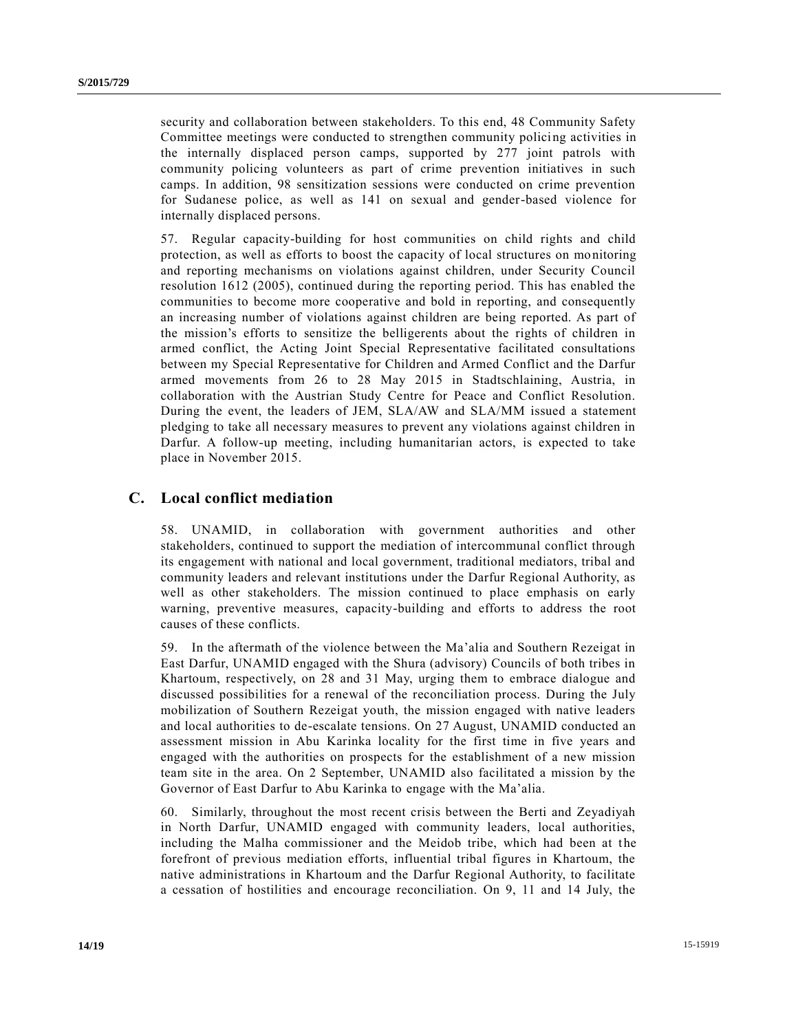security and collaboration between stakeholders. To this end, 48 Community Safety Committee meetings were conducted to strengthen community policing activities in the internally displaced person camps, supported by 277 joint patrols with community policing volunteers as part of crime prevention initiatives in such camps. In addition, 98 sensitization sessions were conducted on crime prevention for Sudanese police, as well as 141 on sexual and gender-based violence for internally displaced persons.

57. Regular capacity-building for host communities on child rights and child protection, as well as efforts to boost the capacity of local structures on monitoring and reporting mechanisms on violations against children, under Security Council resolution 1612 (2005), continued during the reporting period. This has enabled the communities to become more cooperative and bold in reporting, and consequently an increasing number of violations against children are being reported. As part of the mission's efforts to sensitize the belligerents about the rights of children in armed conflict, the Acting Joint Special Representative facilitated consultations between my Special Representative for Children and Armed Conflict and the Darfur armed movements from 26 to 28 May 2015 in Stadtschlaining, Austria, in collaboration with the Austrian Study Centre for Peace and Conflict Resolution. During the event, the leaders of JEM, SLA/AW and SLA/MM issued a statement pledging to take all necessary measures to prevent any violations against children in Darfur. A follow-up meeting, including humanitarian actors, is expected to take place in November 2015.

## C. Local conflict mediation

58. UNAMID, in collaboration with government authorities and other stakeholders, continued to support the mediation of intercommunal conflict through its engagement with national and local government, traditional mediators, tribal and community leaders and relevant institutions under the Darfur Regional Authority, as well as other stakeholders. The mission continued to place emphasis on early warning, preventive measures, capacity-building and efforts to address the root causes of these conflicts.

59. In the aftermath of the violence between the Ma'alia and Southern Rezeigat in East Darfur, UNAMID engaged with the Shura (advisory) Councils of both tribes in Khartoum, respectively, on 28 and 31 May, urging them to embrace dialogue and discussed possibilities for a renewal of the reconciliation process. During the July mobilization of Southern Rezeigat youth, the mission engaged with native leaders and local authorities to de-escalate tensions. On 27 August, UNAMID conducted an assessment mission in Abu Karinka locality for the first time in five years and engaged with the authorities on prospects for the establishment of a new mission team site in the area. On 2 September, UNAMID also facilitated a mission by the Governor of East Darfur to Abu Karinka to engage with the Ma'alia.

60. Similarly, throughout the most recent crisis between the Berti and Zeyadiyah in North Darfur, UNAMID engaged with community leaders, local authorities, including the Malha commissioner and the Meidob tribe, which had been at the forefront of previous mediation efforts, influential tribal figures in Khartoum, the native administrations in Khartoum and the Darfur Regional Authority, to facilitate a cessation of hostilities and encourage reconciliation. On 9, 11 and 14 July, the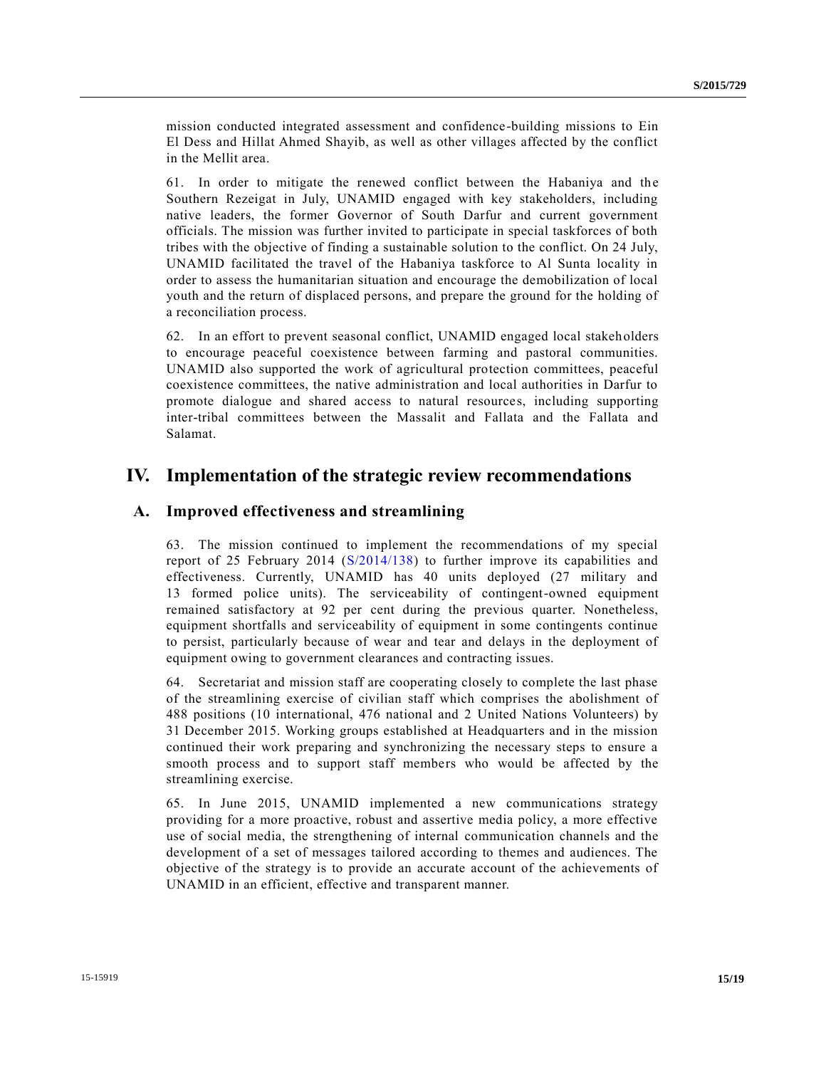mission conducted integrated assessment and confidence-building missions to Ein El Dess and Hillat Ahmed Shayib, as well as other villages affected by the conflict in the Mellit area.

61. In order to mitigate the renewed conflict between the Habaniya and the Southern Rezeigat in July, UNAMID engaged with key stakeholders, including native leaders, the former Governor of South Darfur and current government officials. The mission was further invited to participate in special taskforces of both tribes with the objective of finding a sustainable solution to the conflict. On 24 July, UNAMID facilitated the travel of the Habaniya taskforce to Al Sunta locality in order to assess the humanitarian situation and encourage the demobilization of local youth and the return of displaced persons, and prepare the ground for the holding of a reconciliation process.

62. In an effort to prevent seasonal conflict, UNAMID engaged local stakeholders to encourage peaceful coexistence between farming and pastoral communities. UNAMID also supported the work of agricultural protection committees, peaceful coexistence committees, the native administration and local authorities in Darfur to promote dialogue and shared access to natural resources, including supporting inter-tribal committees between the Massalit and Fallata and the Fallata and Salamat.

# IV. Implementation of the strategic review recommendations

## A. Improved effectiveness and streamlining

63. The mission continued to implement the recommendations of my special report of 25 February 2014 (S/2014/138) to further improve its capabilities and effectiveness. Currently, UNAMID has 40 units deployed (27 military and 13 formed police units). The serviceability of contingent-owned equipment remained satisfactory at 92 per cent during the previous quarter. Nonetheless, equipment shortfalls and serviceability of equipment in some contingents continue to persist, particularly because of wear and tear and delays in the deployment of equipment owing to government clearances and contracting issues.

64. Secretariat and mission staff are cooperating closely to complete the last phase of the streamlining exercise of civilian staff which comprises the abolishment of 488 positions (10 international, 476 national and 2 United Nations Volunteers) by 31 December 2015. Working groups established at Headquarters and in the mission continued their work preparing and synchronizing the necessary steps to ensure a smooth process and to support staff members who would be affected by the streamlining exercise.

65. In June 2015, UNAMID implemented a new communications strategy providing for a more proactive, robust and assertive media policy, a more effective use of social media, the strengthening of internal communication channels and the development of a set of messages tailored according to themes and audiences. The objective of the strategy is to provide an accurate account of the achievements of UNAMID in an efficient, effective and transparent manner.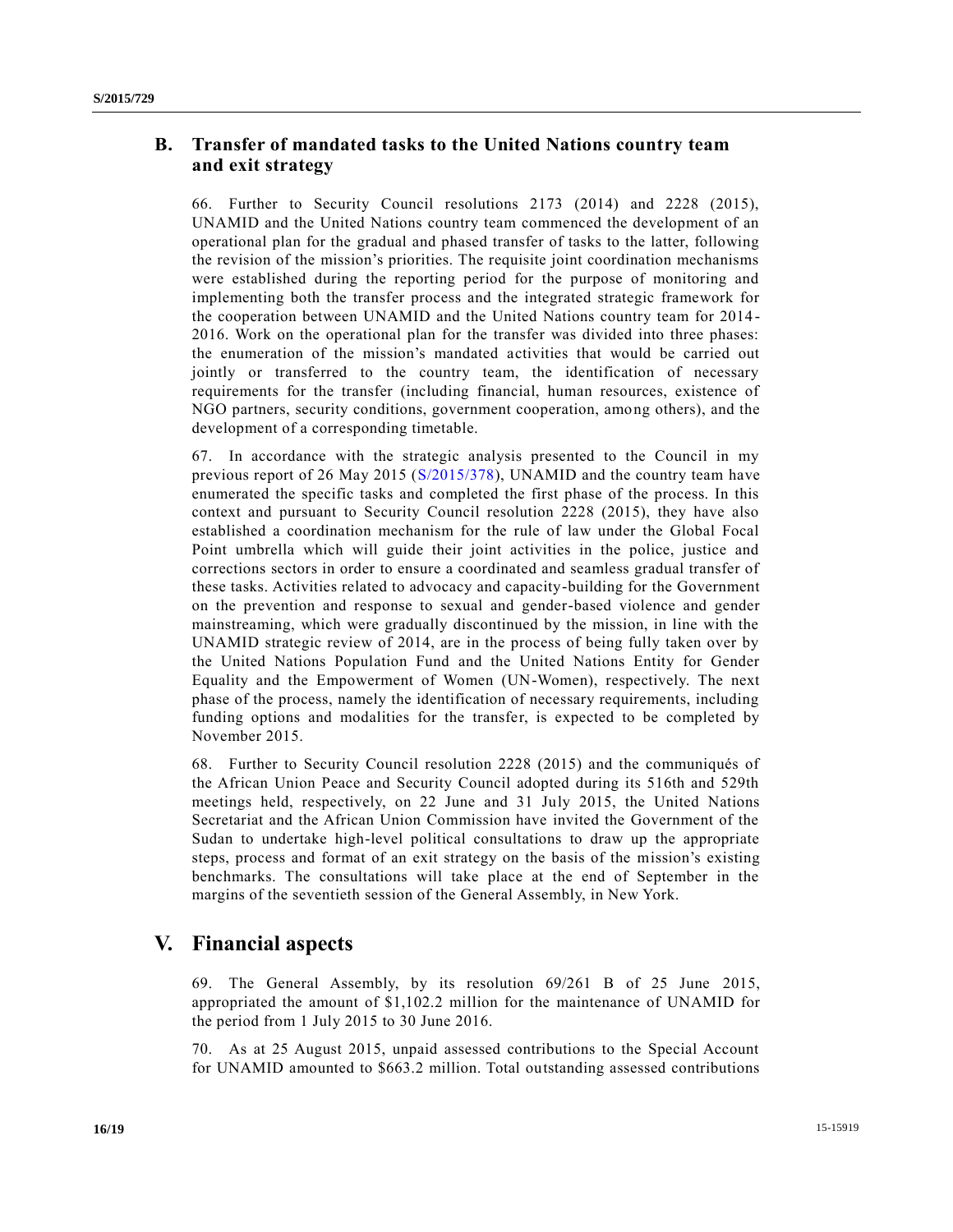## B. Transfer of mandated tasks to the United Nations country team and exit strategy

66. Further to Security Council resolutions 2173 (2014) and 2228 (2015), UNAMID and the United Nations country team commenced the development of an operational plan for the gradual and phased transfer of tasks to the latter, following the revision of the mission's priorities. The requisite joint coordination mechanisms were established during the reporting period for the purpose of monitoring and implementing both the transfer process and the integrated strategic framework for the cooperation between UNAMID and the United Nations country team for 2014-2016. Work on the operational plan for the transfer was divided into three phases: the enumeration of the mission's mandated activities that would be carried out jointly or transferred to the country team, the identification of necessary requirements for the transfer (including financial, human resources, existence of NGO partners, security conditions, government cooperation, among others), and the development of a corresponding timetable.

67. In accordance with the strategic analysis presented to the Council in my previous report of 26 May 2015 (S/2015/378), UNAMID and the country team have enumerated the specific tasks and completed the first phase of the process. In this context and pursuant to Security Council resolution 2228 (2015), they have also established a coordination mechanism for the rule of law under the Global Focal Point umbrella which will guide their joint activities in the police, justice and corrections sectors in order to ensure a coordinated and seamless gradual transfer of these tasks. Activities related to advocacy and capacity-building for the Government on the prevention and response to sexual and gender-based violence and gender mainstreaming, which were gradually discontinued by the mission, in line with the UNAMID strategic review of 2014, are in the process of being fully taken over by the United Nations Population Fund and the United Nations Entity for Gender Equality and the Empowerment of Women (UN-Women), respectively. The next phase of the process, namely the identification of necessary requirements, including funding options and modalities for the transfer, is expected to be completed by November 2015.

68. Further to Security Council resolution 2228 (2015) and the communiqués of the African Union Peace and Security Council adopted during its 516th and 529th meetings held, respectively, on 22 June and 31 July 2015, the United Nations Secretariat and the African Union Commission have invited the Government of the Sudan to undertake high-level political consultations to draw up the appropriate steps, process and format of an exit strategy on the basis of the mission's existing benchmarks. The consultations will take place at the end of September in the margins of the seventieth session of the General Assembly, in New York.

# V. Financial aspects

69. The General Assembly, by its resolution 69/261 B of 25 June 2015, appropriated the amount of $1,102.2 million for the maintenance of UNAMID for the period from 1 July 2015 to 30 June 2016.

70. As at 25 August 2015, unpaid assessed contributions to the Special Account for UNAMID amounted to $663.2 million. Total outstanding assessed contributions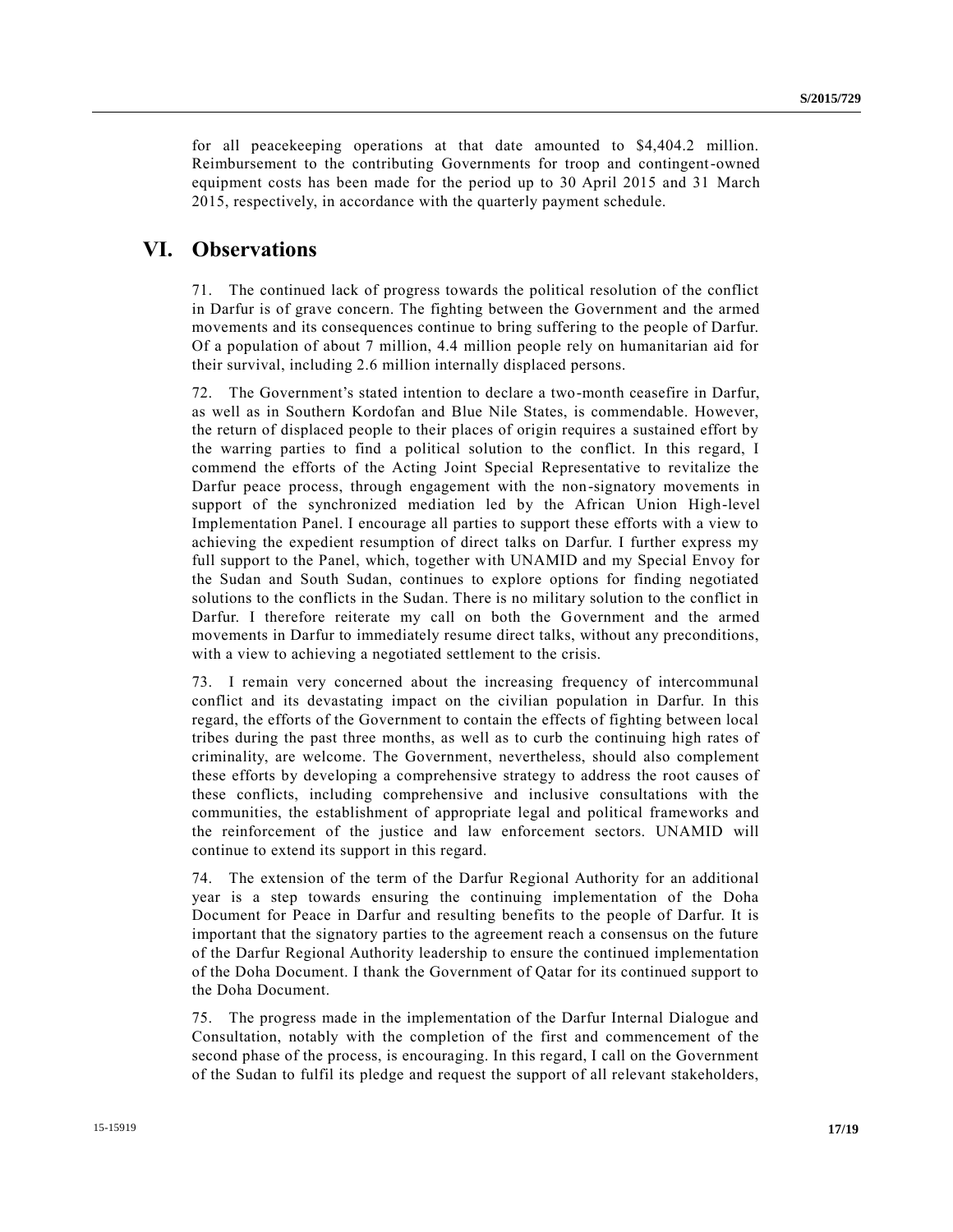for all peacekeeping operations at that date amounted to $4,404.2 million. Reimbursement to the contributing Governments for troop and contingent-owned equipment costs has been made for the period up to 30 April 2015 and 31 March 2015, respectively, in accordance with the quarterly payment schedule.

# VI. Observations

71. The continued lack of progress towards the political resolution of the conflict in Darfur is of grave concern. The fighting between the Government and the armed movements and its consequences continue to bring suffering to the people of Darfur. Of a population of about 7 million, 4.4 million people rely on humanitarian aid for their survival, including 2.6 million internally displaced persons.

72. The Government's stated intention to declare a two-month ceasefire in Darfur, as well as in Southern Kordofan and Blue Nile States, is commendable. However, the return of displaced people to their places of origin requires a sustained effort by the warring parties to find a political solution to the conflict. In this regard, I commend the efforts of the Acting Joint Special Representative to revitalize the Darfur peace process, through engagement with the non-signatory movements in support of the synchronized mediation led by the African Union High-level Implementation Panel. I encourage all parties to support these efforts with a view to achieving the expedient resumption of direct talks on Darfur. I further express my full support to the Panel, which, together with UNAMID and my Special Envoy for the Sudan and South Sudan, continues to explore options for finding negotiated solutions to the conflicts in the Sudan. There is no military solution to the conflict in Darfur. I therefore reiterate my call on both the Government and the armed movements in Darfur to immediately resume direct talks, without any preconditions, with a view to achieving a negotiated settlement to the crisis.

73. I remain very concerned about the increasing frequency of intercommunal conflict and its devastating impact on the civilian population in Darfur. In this regard, the efforts of the Government to contain the effects of fighting between local tribes during the past three months, as well as to curb the continuing high rates of criminality, are welcome. The Government, nevertheless, should also complement these efforts by developing a comprehensive strategy to address the root causes of these conflicts, including comprehensive and inclusive consultations with the communities, the establishment of appropriate legal and political frameworks and the reinforcement of the justice and law enforcement sectors. UNAMID will continue to extend its support in this regard.

74. The extension of the term of the Darfur Regional Authority for an additional year is a step towards ensuring the continuing implementation of the Doha Document for Peace in Darfur and resulting benefits to the people of Darfur. It is important that the signatory parties to the agreement reach a consensus on the future of the Darfur Regional Authority leadership to ensure the continued implementation of the Doha Document. I thank the Government of Qatar for its continued support to the Doha Document.

75. The progress made in the implementation of the Darfur Internal Dialogue and Consultation, notably with the completion of the first and commencement of the second phase of the process, is encouraging. In this regard, I call on the Government of the Sudan to fulfil its pledge and request the support of all relevant stakeholders,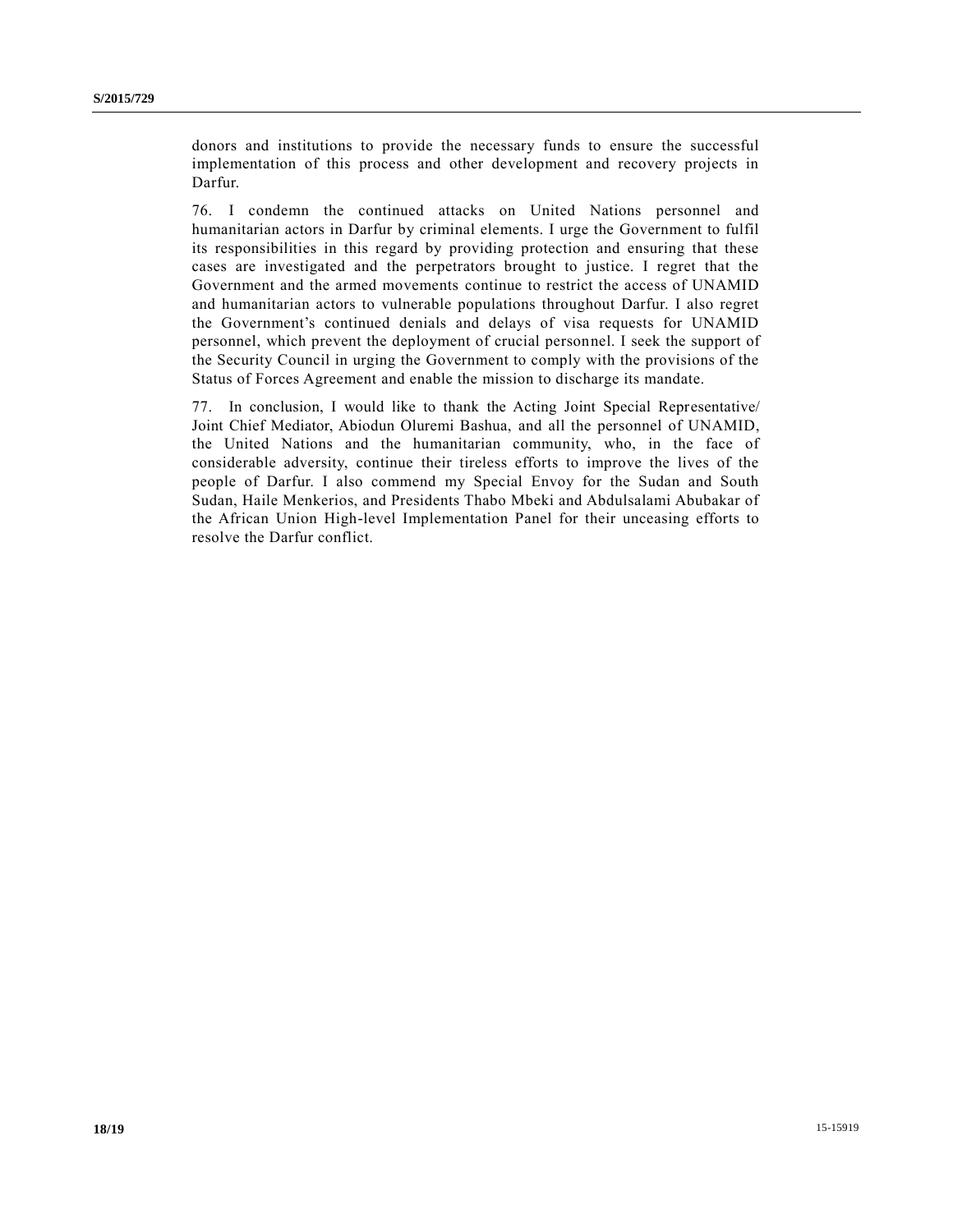donors and institutions to provide the necessary funds to ensure the successful implementation of this process and other development and recovery projects in Darfur.

76. I condemn the continued attacks on United Nations personnel and humanitarian actors in Darfur by criminal elements. I urge the Government to fulfil its responsibilities in this regard by providing protection and ensuring that these cases are investigated and the perpetrators brought to justice. I regret that the Government and the armed movements continue to restrict the access of UNAMID and humanitarian actors to vulnerable populations throughout Darfur. I also regret the Government's continued denials and delays of visa requests for UNAMID personnel, which prevent the deployment of crucial personnel. I seek the support of the Security Council in urging the Government to comply with the provisions of the Status of Forces Agreement and enable the mission to discharge its mandate.

77. In conclusion, I would like to thank the Acting Joint Special Representative/ Joint Chief Mediator, Abiodun Oluremi Bashua, and all the personnel of UNAMID, the United Nations and the humanitarian community, who, in the face of considerable adversity, continue their tireless efforts to improve the lives of the people of Darfur. I also commend my Special Envoy for the Sudan and South Sudan, Haile Menkerios, and Presidents Thabo Mbeki and Abdulsalami Abubakar of the African Union High-level Implementation Panel for their unceasing efforts to resolve the Darfur conflict.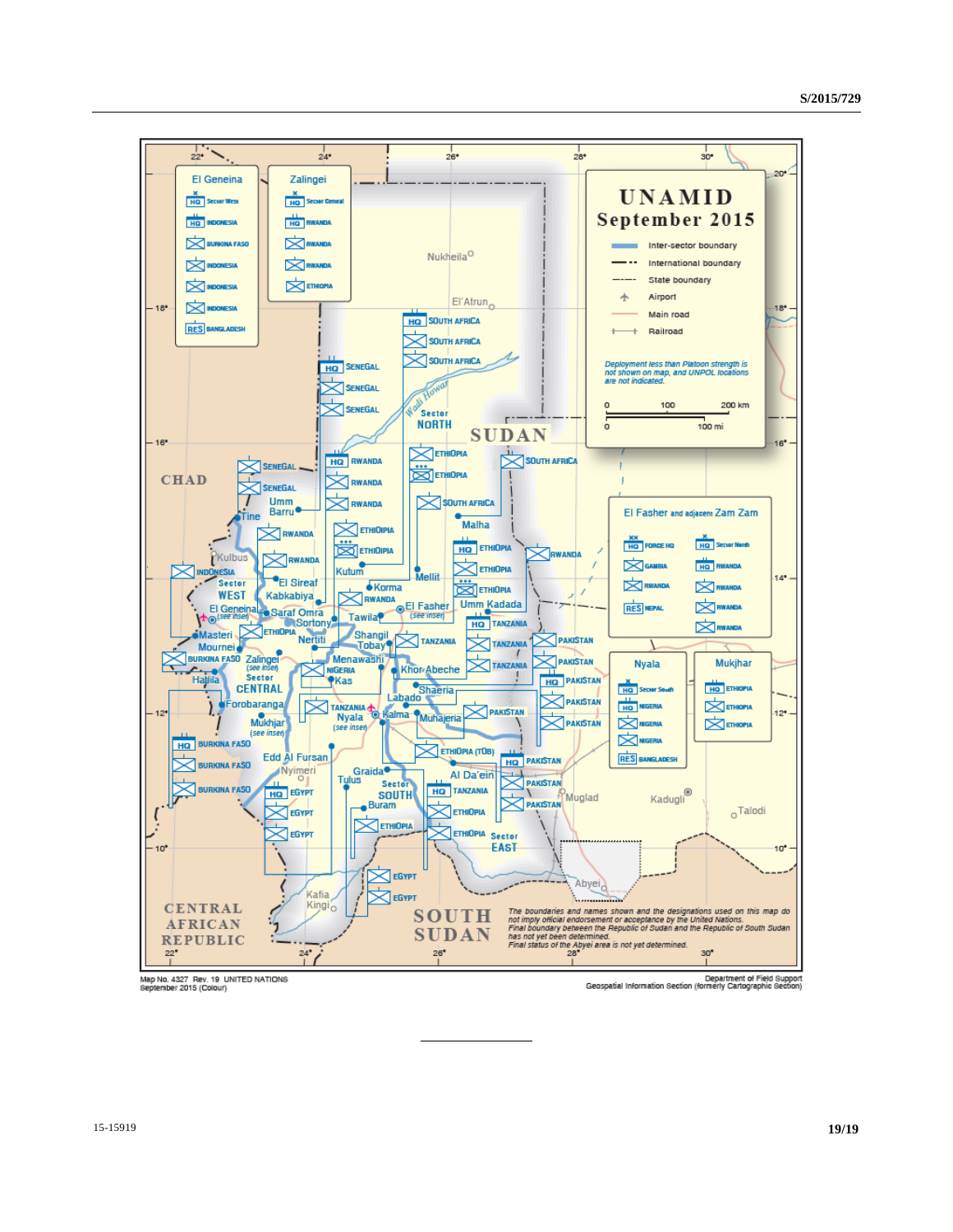UNAMID
September 2015

Inter-sector boundary
International boundary
State boundary
Airport
Main road
Railroad

Deployment less than Platoon strength is not shown on map, and UNPOL locations are not indicated.

0 100 200 km
0 100 mi

El Geneina
HQ Sector West
HQ INDONESIA
BURKINA FASO
INDONESIA
INDONESIA
INDONESIA
RES BANGLADESH

Zalingei
HQ Sector Central
HQ RWANDA
RWANDA
RWANDA
ETHIOPIA

El Fasher and adjacent Zam Zam
HQ FORCE HQ
HQ Sector North
GAMBIA
HQ RWANDA
RWANDA
RWANDA
RES NEPAL
RWANDA
RWANDA

Nyala
HQ Sector South
HQ NIGERIA
NIGERIA
NIGERIA
RES BANGLADESH

Mukjhar
HQ ETHIOPIA
ETHIOPIA
ETHIOPIA

CHAD
SUDAN
SOUTH SUDAN
CENTRAL AFRICAN REPUBLIC

Sector NORTH
Sector WEST
Sector CENTRAL
Sector SOUTH
Sector EAST

The boundaries and names shown and the designations used on this map do not imply official endorsement or acceptance by the United Nations.
Final boundary between the Republic of Sudan and the Republic of South Sudan has not yet been determined.
Final status of the Abyei area is not yet determined.

Map No. 4327 Rev. 19 UNITED NATIONS
September 2015 (Colour)

Department of Field Support
Geospatial Information Section (formerly Cartographic Section)